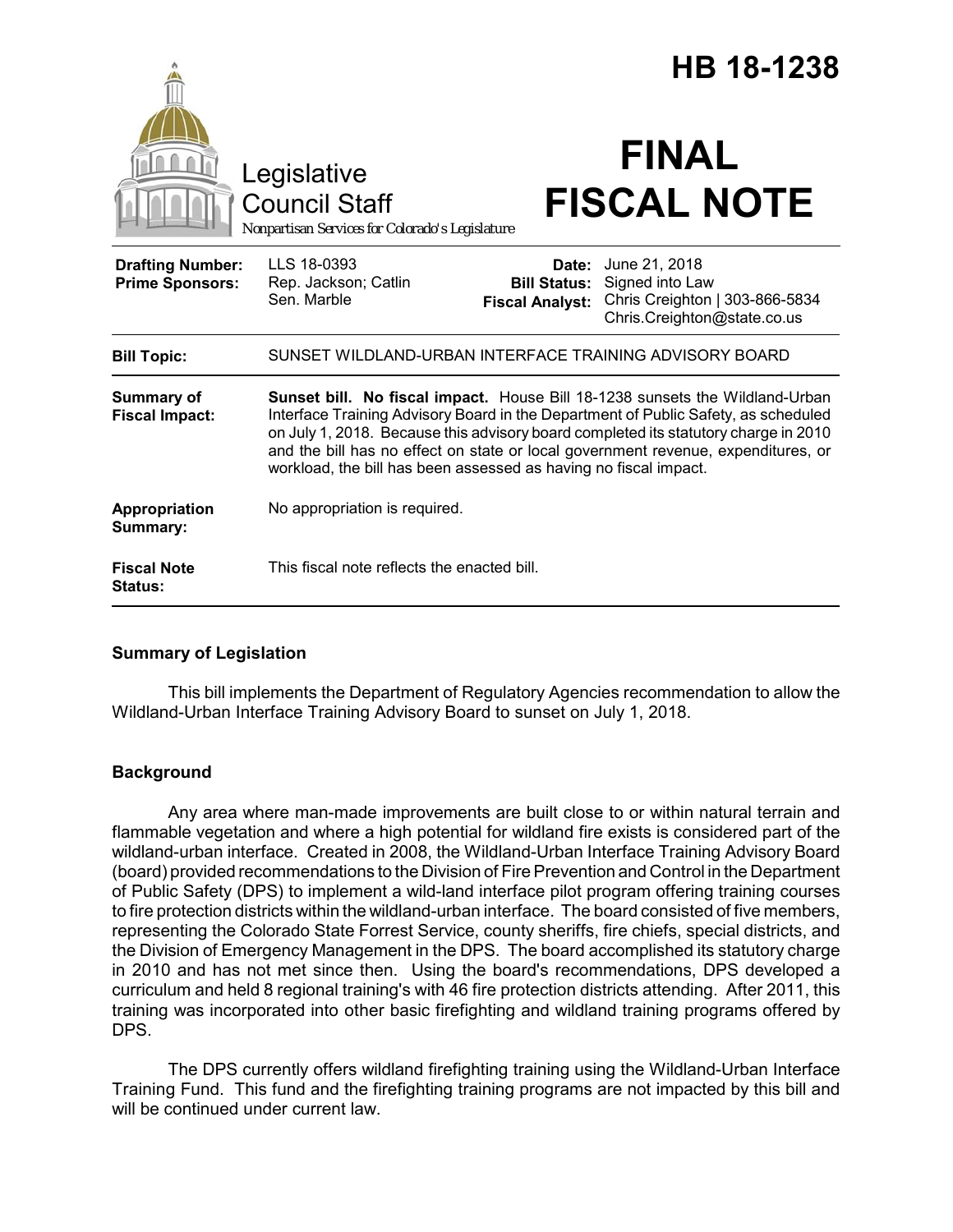# HB 18-1238

Legislative Council Staff
*Nonpartisan Services for Colorado's Legislature*

# FINAL FISCAL NOTE

| | | | |
|---|---|---|---|
| **Drafting Number:** | LLS 18-0393 | **Date:** | June 21, 2018 |
| **Prime Sponsors:** | Rep. Jackson; Catlin<br>Sen. Marble | **Bill Status:** | Signed into Law |
| | | **Fiscal Analyst:** | Chris Creighton \| 303-866-5834<br>Chris.Creighton@state.co.us |

| | |
|---|---|
| **Bill Topic:** | SUNSET WILDLAND-URBAN INTERFACE TRAINING ADVISORY BOARD |
| **Summary of Fiscal Impact:** | **Sunset bill. No fiscal impact.** House Bill 18-1238 sunsets the Wildland-Urban Interface Training Advisory Board in the Department of Public Safety, as scheduled on July 1, 2018. Because this advisory board completed its statutory charge in 2010 and the bill has no effect on state or local government revenue, expenditures, or workload, the bill has been assessed as having no fiscal impact. |
| **Appropriation Summary:** | No appropriation is required. |
| **Fiscal Note Status:** | This fiscal note reflects the enacted bill. |

## Summary of Legislation

This bill implements the Department of Regulatory Agencies recommendation to allow the Wildland-Urban Interface Training Advisory Board to sunset on July 1, 2018.

## Background

Any area where man-made improvements are built close to or within natural terrain and flammable vegetation and where a high potential for wildland fire exists is considered part of the wildland-urban interface. Created in 2008, the Wildland-Urban Interface Training Advisory Board (board) provided recommendations to the Division of Fire Prevention and Control in the Department of Public Safety (DPS) to implement a wild-land interface pilot program offering training courses to fire protection districts within the wildland-urban interface. The board consisted of five members, representing the Colorado State Forrest Service, county sheriffs, fire chiefs, special districts, and the Division of Emergency Management in the DPS. The board accomplished its statutory charge in 2010 and has not met since then. Using the board's recommendations, DPS developed a curriculum and held 8 regional training's with 46 fire protection districts attending. After 2011, this training was incorporated into other basic firefighting and wildland training programs offered by DPS.

The DPS currently offers wildland firefighting training using the Wildland-Urban Interface Training Fund. This fund and the firefighting training programs are not impacted by this bill and will be continued under current law.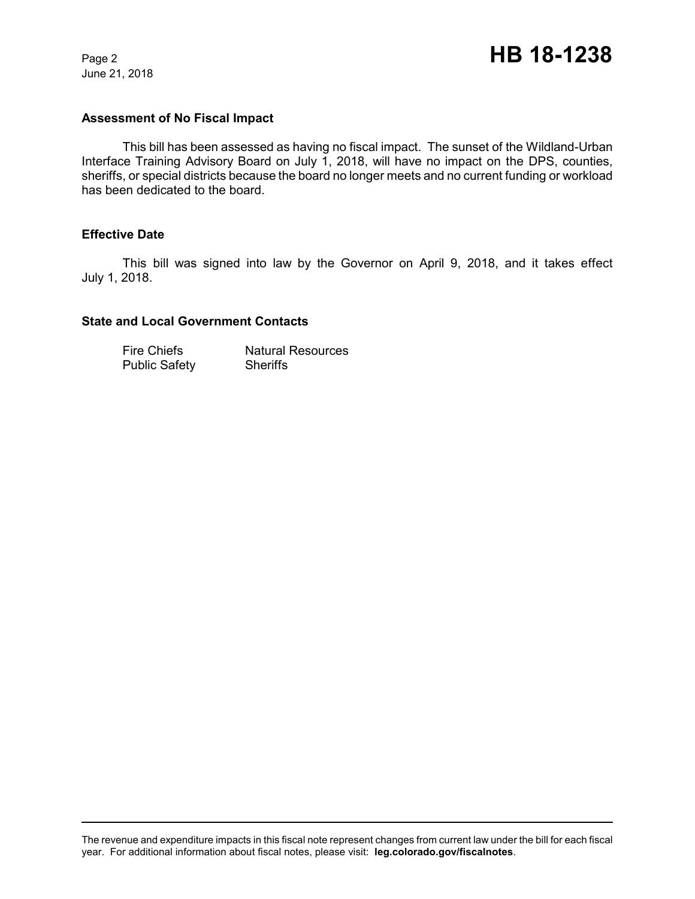### Assessment of No Fiscal Impact

This bill has been assessed as having no fiscal impact. The sunset of the Wildland-Urban Interface Training Advisory Board on July 1, 2018, will have no impact on the DPS, counties, sheriffs, or special districts because the board no longer meets and no current funding or workload has been dedicated to the board.

### Effective Date

This bill was signed into law by the Governor on April 9, 2018, and it takes effect July 1, 2018.

### State and Local Government Contacts

| | |
|---|---|
| Fire Chiefs | Natural Resources |
| Public Safety | Sheriffs |

The revenue and expenditure impacts in this fiscal note represent changes from current law under the bill for each fiscal year. For additional information about fiscal notes, please visit: **leg.colorado.gov/fiscalnotes**.